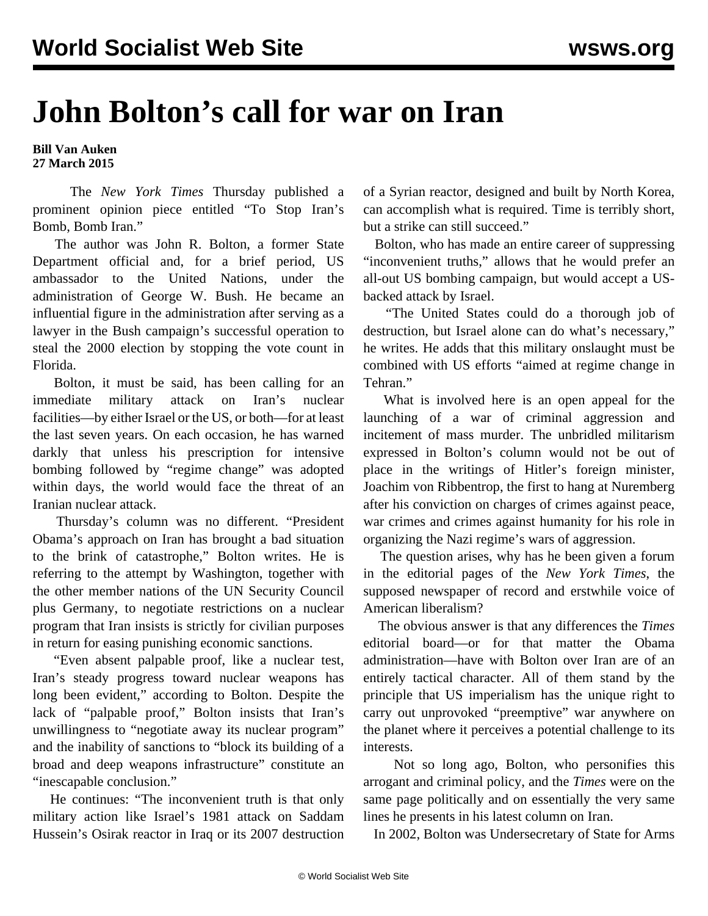# John Bolton's call for war on Iran

**Bill Van Auken**
**27 March 2015**

The *New York Times* Thursday published a prominent opinion piece entitled "To Stop Iran's Bomb, Bomb Iran."

The author was John R. Bolton, a former State Department official and, for a brief period, US ambassador to the United Nations, under the administration of George W. Bush. He became an influential figure in the administration after serving as a lawyer in the Bush campaign's successful operation to steal the 2000 election by stopping the vote count in Florida.

Bolton, it must be said, has been calling for an immediate military attack on Iran's nuclear facilities—by either Israel or the US, or both—for at least the last seven years. On each occasion, he has warned darkly that unless his prescription for intensive bombing followed by "regime change" was adopted within days, the world would face the threat of an Iranian nuclear attack.

Thursday's column was no different. "President Obama's approach on Iran has brought a bad situation to the brink of catastrophe," Bolton writes. He is referring to the attempt by Washington, together with the other member nations of the UN Security Council plus Germany, to negotiate restrictions on a nuclear program that Iran insists is strictly for civilian purposes in return for easing punishing economic sanctions.

"Even absent palpable proof, like a nuclear test, Iran's steady progress toward nuclear weapons has long been evident," according to Bolton. Despite the lack of "palpable proof," Bolton insists that Iran's unwillingness to "negotiate away its nuclear program" and the inability of sanctions to "block its building of a broad and deep weapons infrastructure" constitute an "inescapable conclusion."

He continues: "The inconvenient truth is that only military action like Israel's 1981 attack on Saddam Hussein's Osirak reactor in Iraq or its 2007 destruction of a Syrian reactor, designed and built by North Korea, can accomplish what is required. Time is terribly short, but a strike can still succeed."

Bolton, who has made an entire career of suppressing "inconvenient truths," allows that he would prefer an all-out US bombing campaign, but would accept a US-backed attack by Israel.

"The United States could do a thorough job of destruction, but Israel alone can do what's necessary," he writes. He adds that this military onslaught must be combined with US efforts "aimed at regime change in Tehran."

What is involved here is an open appeal for the launching of a war of criminal aggression and incitement of mass murder. The unbridled militarism expressed in Bolton's column would not be out of place in the writings of Hitler's foreign minister, Joachim von Ribbentrop, the first to hang at Nuremberg after his conviction on charges of crimes against peace, war crimes and crimes against humanity for his role in organizing the Nazi regime's wars of aggression.

The question arises, why has he been given a forum in the editorial pages of the *New York Times*, the supposed newspaper of record and erstwhile voice of American liberalism?

The obvious answer is that any differences the *Times* editorial board—or for that matter the Obama administration—have with Bolton over Iran are of an entirely tactical character. All of them stand by the principle that US imperialism has the unique right to carry out unprovoked "preemptive" war anywhere on the planet where it perceives a potential challenge to its interests.

Not so long ago, Bolton, who personifies this arrogant and criminal policy, and the *Times* were on the same page politically and on essentially the very same lines he presents in his latest column on Iran.

In 2002, Bolton was Undersecretary of State for Arms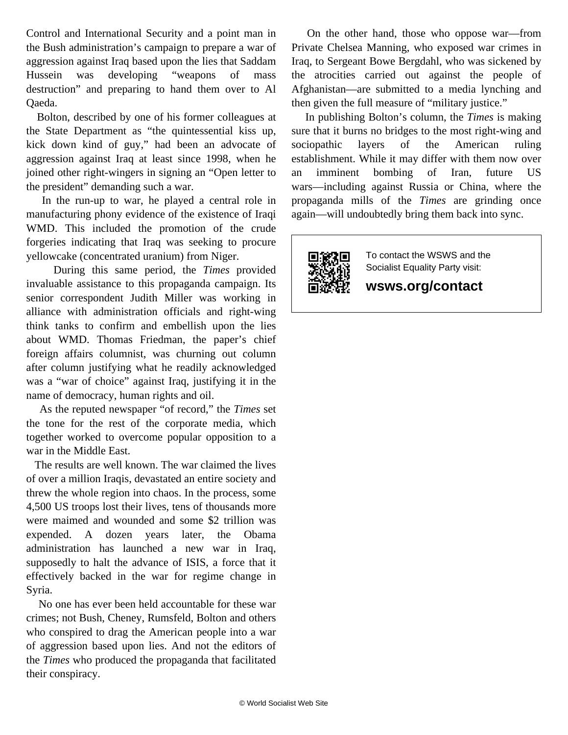Control and International Security and a point man in the Bush administration's campaign to prepare a war of aggression against Iraq based upon the lies that Saddam Hussein was developing "weapons of mass destruction" and preparing to hand them over to Al Qaeda.

Bolton, described by one of his former colleagues at the State Department as "the quintessential kiss up, kick down kind of guy," had been an advocate of aggression against Iraq at least since 1998, when he joined other right-wingers in signing an "Open letter to the president" demanding such a war.

In the run-up to war, he played a central role in manufacturing phony evidence of the existence of Iraqi WMD. This included the promotion of the crude forgeries indicating that Iraq was seeking to procure yellowcake (concentrated uranium) from Niger.

During this same period, the *Times* provided invaluable assistance to this propaganda campaign. Its senior correspondent Judith Miller was working in alliance with administration officials and right-wing think tanks to confirm and embellish upon the lies about WMD. Thomas Friedman, the paper's chief foreign affairs columnist, was churning out column after column justifying what he readily acknowledged was a "war of choice" against Iraq, justifying it in the name of democracy, human rights and oil.

As the reputed newspaper "of record," the *Times* set the tone for the rest of the corporate media, which together worked to overcome popular opposition to a war in the Middle East.

The results are well known. The war claimed the lives of over a million Iraqis, devastated an entire society and threw the whole region into chaos. In the process, some 4,500 US troops lost their lives, tens of thousands more were maimed and wounded and some $2 trillion was expended. A dozen years later, the Obama administration has launched a new war in Iraq, supposedly to halt the advance of ISIS, a force that it effectively backed in the war for regime change in Syria.

No one has ever been held accountable for these war crimes; not Bush, Cheney, Rumsfeld, Bolton and others who conspired to drag the American people into a war of aggression based upon lies. And not the editors of the *Times* who produced the propaganda that facilitated their conspiracy.

On the other hand, those who oppose war—from Private Chelsea Manning, who exposed war crimes in Iraq, to Sergeant Bowe Bergdahl, who was sickened by the atrocities carried out against the people of Afghanistan—are submitted to a media lynching and then given the full measure of "military justice."

In publishing Bolton's column, the *Times* is making sure that it burns no bridges to the most right-wing and sociopathic layers of the American ruling establishment. While it may differ with them now over an imminent bombing of Iran, future US wars—including against Russia or China, where the propaganda mills of the *Times* are grinding once again—will undoubtedly bring them back into sync.

To contact the WSWS and the Socialist Equality Party visit:

**wsws.org/contact**